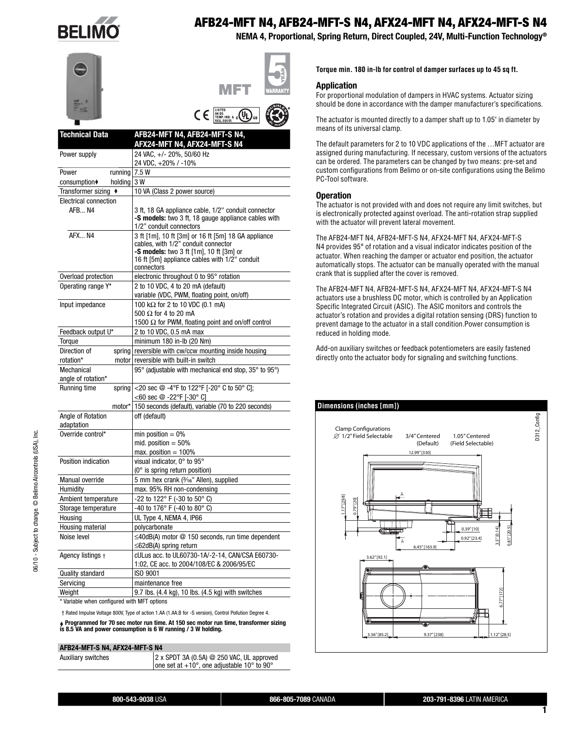# AFB24-MFT N4, AFB24-MFT-S N4, AFX24-MFT N4, AFX24-MFT-S N4

**NEMA 4, Proportional, Spring Return, Direct Coupled, 24V, Multi-Function Technology®**

| Technical Data | | AFB24-MFT N4, AFB24-MFT-S N4, AFX24-MFT N4, AFX24-MFT-S N4 |
|---|---|---|
| Power supply | | 24 VAC, +/- 20%, 50/60 Hz<br>24 VDC, +20% / -10% |
| Power consumption♦ | running | 7.5 W |
| | holding | 3 W |
| Transformer sizing ♦ | | 10 VA (Class 2 power source) |
| Electrical connection | | |
| AFB... N4 | | 3 ft, 18 GA appliance cable, 1/2" conduit connector<br>**-S models:** two 3 ft, 18 gauge appliance cables with 1/2" conduit connectors |
| AFX... N4 | | 3 ft [1m], 10 ft [3m] or 16 ft [5m] 18 GA appliance cables, with 1/2" conduit connector<br>**-S models:** two 3 ft [1m], 10 ft [3m] or 16 ft [5m] appliance cables with 1/2" conduit connectors |
| Overload protection | | electronic throughout 0 to 95° rotation |
| Operating range Y* | | 2 to 10 VDC, 4 to 20 mA (default)<br>variable (VDC, PWM, floating point, on/off) |
| Input impedance | | 100 kΩ for 2 to 10 VDC (0.1 mA)<br>500 Ω for 4 to 20 mA<br>1500 Ω for PWM, floating point and on/off control |
| Feedback output U* | | 2 to 10 VDC, 0.5 mA max |
| Torque | | minimum 180 in-lb (20 Nm) |
| Direction of rotation* | spring | reversible with cw/ccw mounting inside housing |
| | motor | reversible with built-in switch |
| Mechanical angle of rotation* | | 95° (adjustable with mechanical end stop, 35° to 95°) |
| Running time | spring | <20 sec @ -4°F to 122°F [-20° C to 50° C];<br><60 sec @ -22°F [-30° C] |
| | motor* | 150 seconds (default), variable (70 to 220 seconds) |
| Angle of Rotation adaptation | | off (default) |
| Override control* | | min position = 0%<br>mid. position = 50%<br>max. position = 100% |
| Position indication | | visual indicator, 0° to 95°<br>(0° is spring return position) |
| Manual override | | 5 mm hex crank (3/16" Allen), supplied |
| Humidity | | max. 95% RH non-condensing |
| Ambient temperature | | -22 to 122° F (-30 to 50° C) |
| Storage temperature | | -40 to 176° F (-40 to 80° C) |
| Housing | | UL Type 4, NEMA 4, IP66 |
| Housing material | | polycarbonate |
| Noise level | | ≤40dB(A) motor @ 150 seconds, run time dependent<br>≤62dB(A) spring return |
| Agency listings † | | cULus acc. to UL60730-1A/-2-14, CAN/CSA E60730-1:02, CE acc. to 2004/108/EC & 2006/95/EC |
| Quality standard | | ISO 9001 |
| Servicing | | maintenance free |
| Weight | | 9.7 lbs. (4.4 kg), 10 lbs. (4.5 kg) with switches |

\* Variable when configured with MFT options

† Rated Impulse Voltage 800V, Type of action 1.AA (1.AA.B for -S version), Control Pollution Degree 4.

♦ **Programmed for 70 sec motor run time. At 150 sec motor run time, transformer sizing is 8.5 VA and power consumption is 6 W running / 3 W holding.**

| AFB24-MFT-S N4, AFX24-MFT-S N4 | |
|---|---|
| Auxiliary switches | 2 x SPDT 3A (0.5A) @ 250 VAC, UL approved<br>one set at +10°, one adjustable 10° to 90° |

**Torque min. 180 in-lb for control of damper surfaces up to 45 sq ft.**

## Application

For proportional modulation of dampers in HVAC systems. Actuator sizing should be done in accordance with the damper manufacturer's specifications.

The actuator is mounted directly to a damper shaft up to 1.05" in diameter by means of its universal clamp.

The default parameters for 2 to 10 VDC applications of the …MFT actuator are assigned during manufacturing. If necessary, custom versions of the actuators can be ordered. The parameters can be changed by two means: pre-set and custom configurations from Belimo or on-site configurations using the Belimo PC-Tool software.

## Operation

The actuator is not provided with and does not require any limit switches, but is electronically protected against overload. The anti-rotation strap supplied with the actuator will prevent lateral movement.

The AFB24-MFT N4, AFB24-MFT-S N4, AFX24-MFT N4, AFX24-MFT-S N4 provides 95° of rotation and a visual indicator indicates position of the actuator. When reaching the damper or actuator end position, the actuator automatically stops. The actuator can be manually operated with the manual crank that is supplied after the cover is removed.

The AFB24-MFT N4, AFB24-MFT-S N4, AFX24-MFT N4, AFX24-MFT-S N4 actuators use a brushless DC motor, which is controlled by an Application Specific Integrated Circuit (ASIC). The ASIC monitors and controls the actuator's rotation and provides a digital rotation sensing (DRS) function to prevent damage to the actuator in a stall condition. Power consumption is reduced in holding mode.

Add-on auxiliary switches or feedback potentiometers are easily fastened directly onto the actuator body for signaling and switching functions.

## Dimensions (inches [mm])

Clamp Configurations: ⌀ 1/2" Field Selectable; 3/4" Centered (Default); 1.05" Centered (Field Selectable)

D312_Config

12.99" [330]; 1.17" [29.8]; 0.79" [20]; 0.39" [10]; 0.92" [23.4]; 6.45" [163.9]; 3.5" [0.14]; 0.81" [20.5]; 3.62" [92.1]; 6.77" [172]; 3.36" [85.2]; 9.37" [238]; 1.12" [28.5]

06/10 - Subject to change. © Belimo Aircontrols (USA), Inc.

**800-543-9038** USA | **866-805-7089** CANADA | **203-791-8396** LATIN AMERICA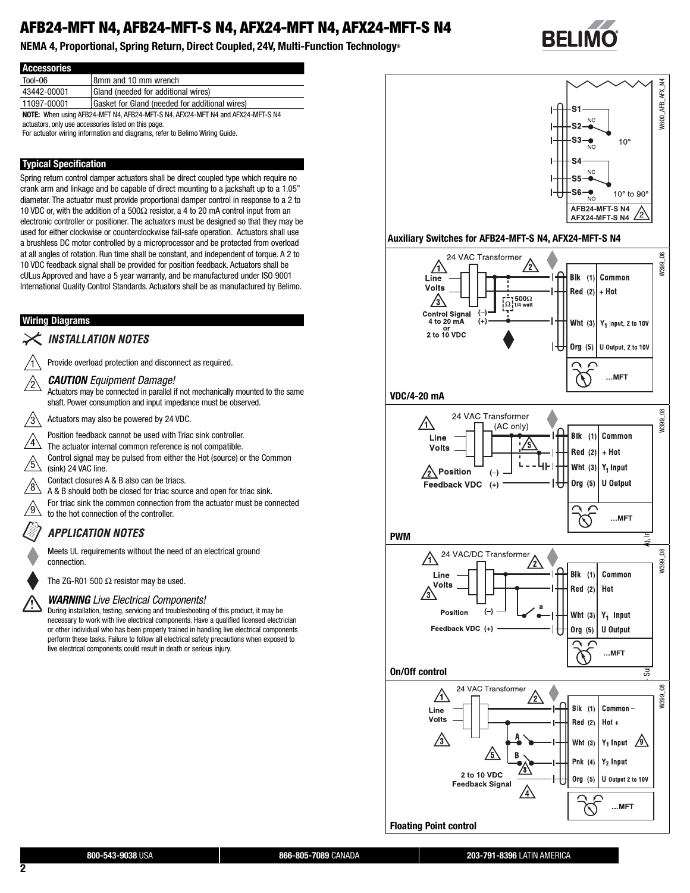# AFB24-MFT N4, AFB24-MFT-S N4, AFX24-MFT N4, AFX24-MFT-S N4

**NEMA 4, Proportional, Spring Return, Direct Coupled, 24V, Multi-Function Technology®**

## Accessories

| | |
|---|---|
| Tool-06 | 8mm and 10 mm wrench |
| 43442-00001 | Gland (needed for additional wires) |
| 11097-00001 | Gasket for Gland (needed for additional wires) |

**NOTE:** When using AFB24-MFT N4, AFB24-MFT-S N4, AFX24-MFT N4 and AFX24-MFT-S N4 actuators, only use accessories listed on this page.
For actuator wiring information and diagrams, refer to Belimo Wiring Guide.

## Typical Specification

Spring return control damper actuators shall be direct coupled type which require no crank arm and linkage and be capable of direct mounting to a jackshaft up to a 1.05" diameter. The actuator must provide proportional damper control in response to a 2 to 10 VDC or, with the addition of a 500Ω resistor, a 4 to 20 mA control input from an electronic controller or positioner. The actuators must be designed so that they may be used for either clockwise or counterclockwise fail-safe operation. Actuators shall use a brushless DC motor controlled by a microprocessor and be protected from overload at all angles of rotation. Run time shall be constant, and independent of torque. A 2 to 10 VDC feedback signal shall be provided for position feedback. Actuators shall be cULus Approved and have a 5 year warranty, and be manufactured under ISO 9001 International Quality Control Standards. Actuators shall be as manufactured by Belimo.

## Wiring Diagrams

### INSTALLATION NOTES

1. Provide overload protection and disconnect as required.
2. ***CAUTION*** *Equipment Damage!* Actuators may be connected in parallel if not mechanically mounted to the same shaft. Power consumption and input impedance must be observed.
3. Actuators may also be powered by 24 VDC.
4. Position feedback cannot be used with Triac sink controller. The actuator internal common reference is not compatible.
5. Control signal may be pulsed from either the Hot (source) or the Common (sink) 24 VAC line.
8. Contact closures A & B also can be triacs. A & B should both be closed for triac source and open for triac sink.
9. For triac sink the common connection from the actuator must be connected to the hot connection of the controller.

### APPLICATION NOTES

- Meets UL requirements without the need of an electrical ground connection.
- The ZG-R01 500 Ω resistor may be used.

***WARNING*** *Live Electrical Components!*
During installation, testing, servicing and troubleshooting of this product, it may be necessary to work with live electrical components. Have a qualified licensed electrician or other individual who has been properly trained in handling live electrical components perform these tasks. Failure to follow all electrical safety precautions when exposed to live electrical components could result in death or serious injury.

W600_AFB_AFX_N4
S1
S2 NC
S3 NO
10°
S4
S5 NC
S6 NO
10° to 90°
AFB24-MFT-S N4
AFX24-MFT-S N4

**Auxiliary Switches for AFB24-MFT-S N4, AFX24-MFT-S N4**

W399_08
24 VAC Transformer
Line Volts
500Ω 1/4 watt
Control Signal 4 to 20 mA or 2 to 10 VDC
Blk (1) Common
Red (2) + Hot
Wht (3) $Y_1$ Input, 2 to 10V
Org (5) U Output, 2 to 10V
…MFT

**VDC/4-20 mA**

W399_08
24 VAC Transformer (AC only)
Line Volts
Position Feedback VDC
Blk (1) Common
Red (2) + Hot
Wht (3) $Y_1$ Input
Org (5) U Output
…MFT

**PWM**

W399_08
24 VAC/DC Transformer
Line Volts
Position Feedback VDC
Blk (1) Common
Red (2) Hot
Wht (3) $Y_1$ Input
Org (5) U Output
…MFT

**On/Off control**

W399_08
24 VAC Transformer
Line Volts
2 to 10 VDC Feedback Signal
Blk (1) Common –
Red (2) Hot +
Wht (3) $Y_1$ Input
Pnk (4) $Y_2$ Input
Org (5) U Output 2 to 10V
…MFT

**Floating Point control**

**800-543-9038** USA | **866-805-7089** CANADA | **203-791-8396** LATIN AMERICA